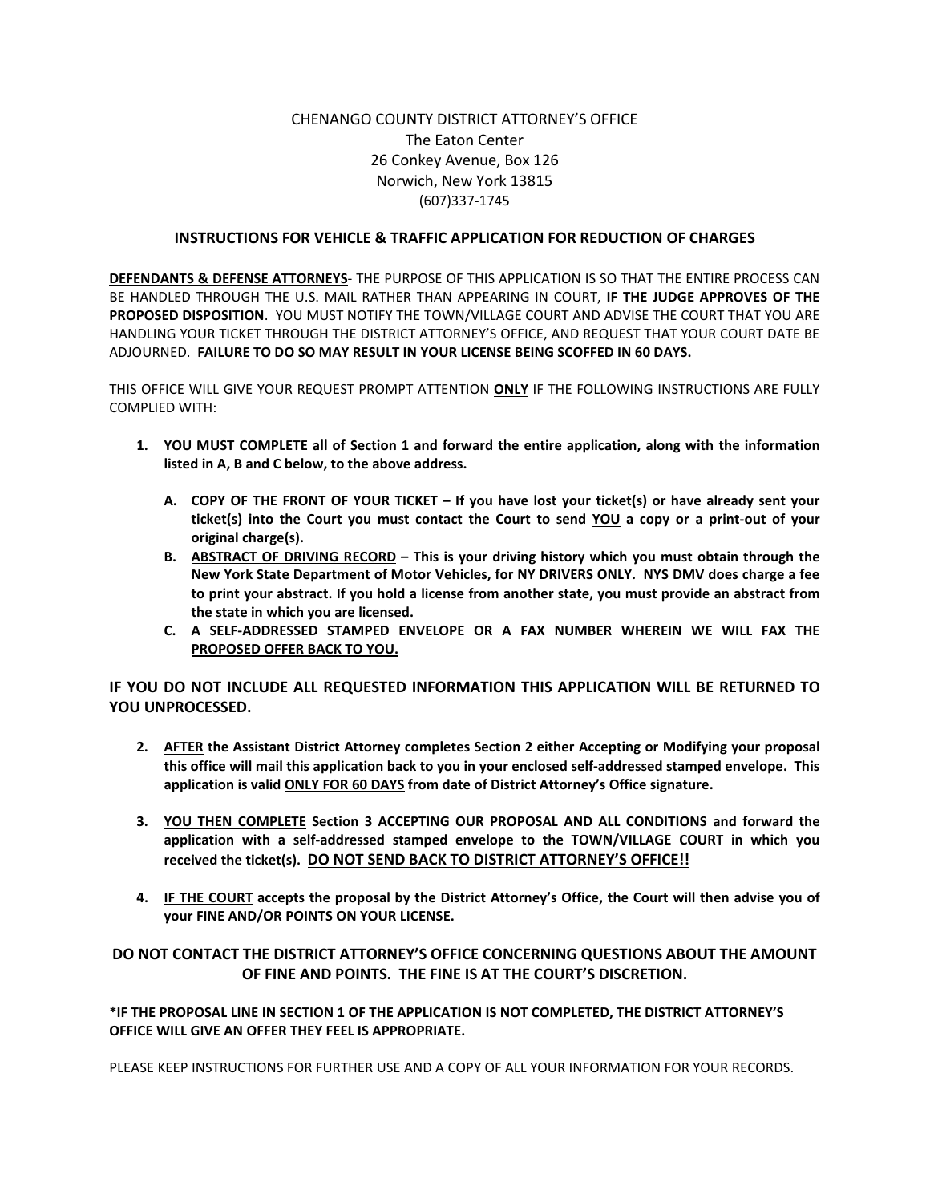CHENANGO COUNTY DISTRICT ATTORNEY'S OFFICE
The Eaton Center
26 Conkey Avenue, Box 126
Norwich, New York 13815
(607)337-1745

## INSTRUCTIONS FOR VEHICLE & TRAFFIC APPLICATION FOR REDUCTION OF CHARGES

**DEFENDANTS & DEFENSE ATTORNEYS**- THE PURPOSE OF THIS APPLICATION IS SO THAT THE ENTIRE PROCESS CAN BE HANDLED THROUGH THE U.S. MAIL RATHER THAN APPEARING IN COURT, **IF THE JUDGE APPROVES OF THE PROPOSED DISPOSITION**. YOU MUST NOTIFY THE TOWN/VILLAGE COURT AND ADVISE THE COURT THAT YOU ARE HANDLING YOUR TICKET THROUGH THE DISTRICT ATTORNEY'S OFFICE, AND REQUEST THAT YOUR COURT DATE BE ADJOURNED. **FAILURE TO DO SO MAY RESULT IN YOUR LICENSE BEING SCOFFED IN 60 DAYS.**

THIS OFFICE WILL GIVE YOUR REQUEST PROMPT ATTENTION **ONLY** IF THE FOLLOWING INSTRUCTIONS ARE FULLY COMPLIED WITH:

1. **YOU MUST COMPLETE all of Section 1 and forward the entire application, along with the information listed in A, B and C below, to the above address.**

   A. **COPY OF THE FRONT OF YOUR TICKET – If you have lost your ticket(s) or have already sent your ticket(s) into the Court you must contact the Court to send YOU a copy or a print-out of your original charge(s).**

   B. **ABSTRACT OF DRIVING RECORD – This is your driving history which you must obtain through the New York State Department of Motor Vehicles, for NY DRIVERS ONLY. NYS DMV does charge a fee to print your abstract. If you hold a license from another state, you must provide an abstract from the state in which you are licensed.**

   C. **A SELF-ADDRESSED STAMPED ENVELOPE OR A FAX NUMBER WHEREIN WE WILL FAX THE PROPOSED OFFER BACK TO YOU.**

**IF YOU DO NOT INCLUDE ALL REQUESTED INFORMATION THIS APPLICATION WILL BE RETURNED TO YOU UNPROCESSED.**

2. **AFTER the Assistant District Attorney completes Section 2 either Accepting or Modifying your proposal this office will mail this application back to you in your enclosed self-addressed stamped envelope. This application is valid ONLY FOR 60 DAYS from date of District Attorney's Office signature.**

3. **YOU THEN COMPLETE Section 3 ACCEPTING OUR PROPOSAL AND ALL CONDITIONS and forward the application with a self-addressed stamped envelope to the TOWN/VILLAGE COURT in which you received the ticket(s). DO NOT SEND BACK TO DISTRICT ATTORNEY'S OFFICE!!**

4. **IF THE COURT accepts the proposal by the District Attorney's Office, the Court will then advise you of your FINE AND/OR POINTS ON YOUR LICENSE.**

**DO NOT CONTACT THE DISTRICT ATTORNEY'S OFFICE CONCERNING QUESTIONS ABOUT THE AMOUNT OF FINE AND POINTS. THE FINE IS AT THE COURT'S DISCRETION.**

**\*IF THE PROPOSAL LINE IN SECTION 1 OF THE APPLICATION IS NOT COMPLETED, THE DISTRICT ATTORNEY'S OFFICE WILL GIVE AN OFFER THEY FEEL IS APPROPRIATE.**

PLEASE KEEP INSTRUCTIONS FOR FURTHER USE AND A COPY OF ALL YOUR INFORMATION FOR YOUR RECORDS.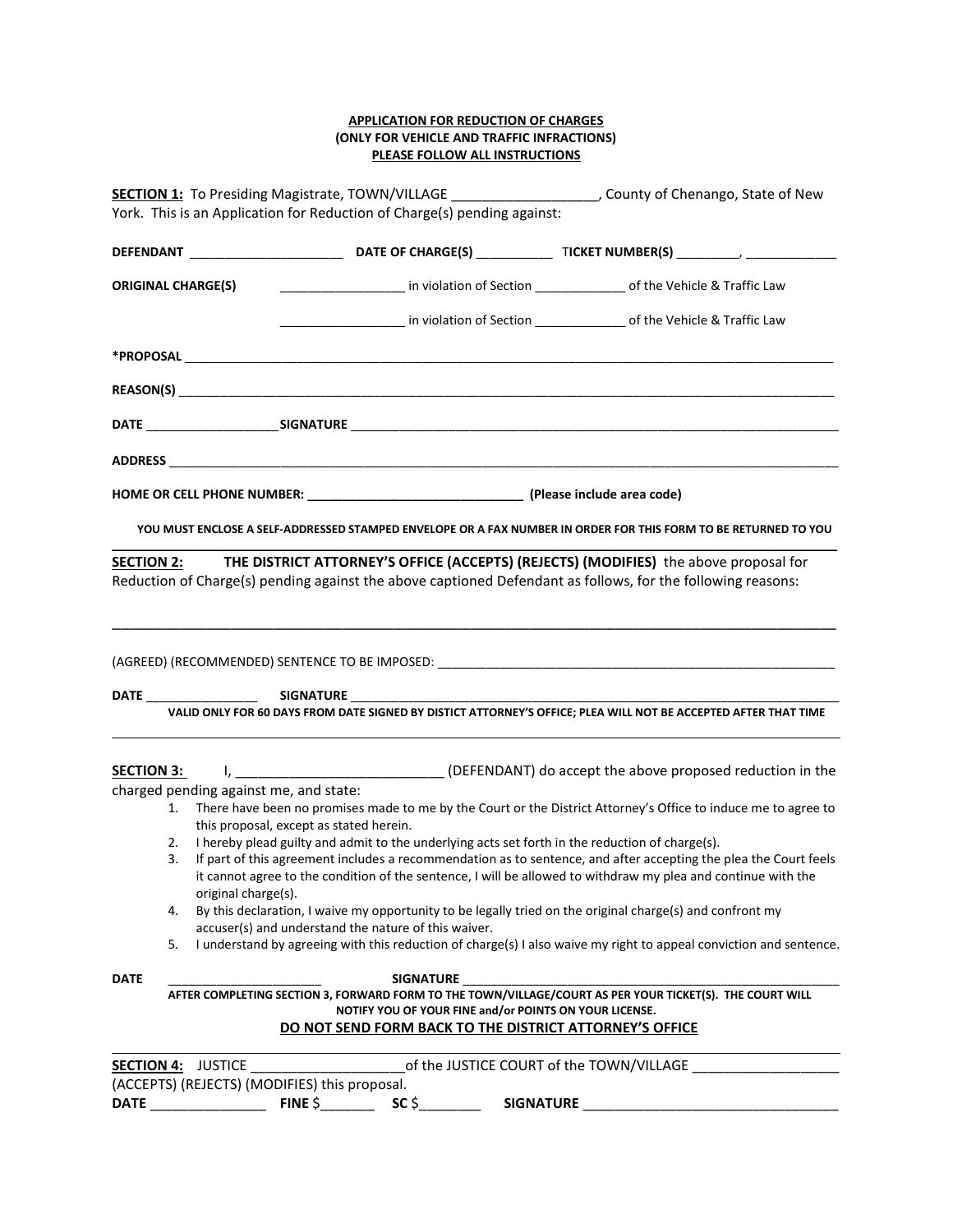**APPLICATION FOR REDUCTION OF CHARGES**
**(ONLY FOR VEHICLE AND TRAFFIC INFRACTIONS)**
**PLEASE FOLLOW ALL INSTRUCTIONS**

**SECTION 1:** To Presiding Magistrate, TOWN/VILLAGE __________________, County of Chenango, State of New York. This is an Application for Reduction of Charge(s) pending against:

**DEFENDANT** _____________________ **DATE OF CHARGE(S)** ___________ **TICKET NUMBER(S)** _________, ____________

**ORIGINAL CHARGE(S)** _________________ in violation of Section _____________ of the Vehicle & Traffic Law

_________________ in violation of Section _____________ of the Vehicle & Traffic Law

***PROPOSAL** ____________________________________________________________________________________________

**REASON(S)** ____________________________________________________________________________________________

**DATE** __________________ **SIGNATURE** ______________________________________________________________________

**ADDRESS** ______________________________________________________________________________________________

**HOME OR CELL PHONE NUMBER: ______________________________ (Please include area code)**

**YOU MUST ENCLOSE A SELF-ADDRESSED STAMPED ENVELOPE OR A FAX NUMBER IN ORDER FOR THIS FORM TO BE RETURNED TO YOU**

---

**SECTION 2:** **THE DISTRICT ATTORNEY'S OFFICE (ACCEPTS) (REJECTS) (MODIFIES)** the above proposal for Reduction of Charge(s) pending against the above captioned Defendant as follows, for the following reasons:

____________________________________________________________________________________________

(AGREED) (RECOMMENDED) SENTENCE TO BE IMPOSED: __________________________________________________________

**DATE** _______________ **SIGNATURE** ______________________________________________________________________

**VALID ONLY FOR 60 DAYS FROM DATE SIGNED BY DISTICT ATTORNEY'S OFFICE; PLEA WILL NOT BE ACCEPTED AFTER THAT TIME**

---

**SECTION 3:** I, __________________________ (DEFENDANT) do accept the above proposed reduction in the charged pending against me, and state:

1. There have been no promises made to me by the Court or the District Attorney's Office to induce me to agree to this proposal, except as stated herein.
2. I hereby plead guilty and admit to the underlying acts set forth in the reduction of charge(s).
3. If part of this agreement includes a recommendation as to sentence, and after accepting the plea the Court feels it cannot agree to the condition of the sentence, I will be allowed to withdraw my plea and continue with the original charge(s).
4. By this declaration, I waive my opportunity to be legally tried on the original charge(s) and confront my accuser(s) and understand the nature of this waiver.
5. I understand by agreeing with this reduction of charge(s) I also waive my right to appeal conviction and sentence.

**DATE** _____________________ **SIGNATURE** _______________________________________________________

**AFTER COMPLETING SECTION 3, FORWARD FORM TO THE TOWN/VILLAGE/COURT AS PER YOUR TICKET(S). THE COURT WILL NOTIFY YOU OF YOUR FINE and/or POINTS ON YOUR LICENSE.**

**DO NOT SEND FORM BACK TO THE DISTRICT ATTORNEY'S OFFICE**

---

**SECTION 4:** JUSTICE ____________________of the JUSTICE COURT of the TOWN/VILLAGE __________________ (ACCEPTS) (REJECTS) (MODIFIES) this proposal.

**DATE** _______________ **FINE** $_______ **SC** $________ **SIGNATURE** _________________________________